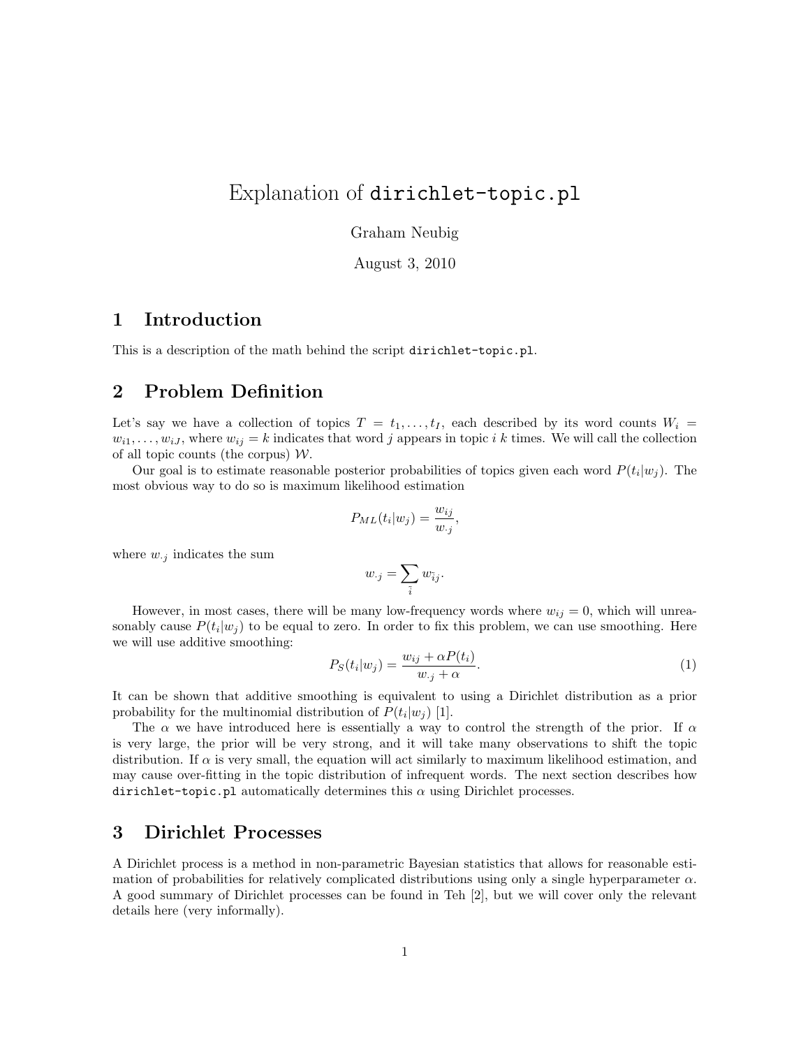# Explanation of `dirichlet-topic.pl`

Graham Neubig

August 3, 2010

## 1 Introduction

This is a description of the math behind the script `dirichlet-topic.pl`.

## 2 Problem Definition

Let's say we have a collection of topics $T = t_1, \ldots, t_I$, each described by its word counts $W_i = w_{i1}, \ldots, w_{iJ}$, where $w_{ij} = k$ indicates that word $j$ appears in topic $i$ $k$ times. We will call the collection of all topic counts (the corpus) $\mathcal{W}$.

Our goal is to estimate reasonable posterior probabilities of topics given each word $P(t_i|w_j)$. The most obvious way to do so is maximum likelihood estimation

$$P_{ML}(t_i|w_j) = \frac{w_{ij}}{w_{\cdot j}},$$

where $w_{\cdot j}$ indicates the sum

$$w_{\cdot j} = \sum_{\tilde{i}} w_{\tilde{i}j}.$$

However, in most cases, there will be many low-frequency words where $w_{ij} = 0$, which will unreasonably cause $P(t_i|w_j)$ to be equal to zero. In order to fix this problem, we can use smoothing. Here we will use additive smoothing:

$$P_S(t_i|w_j) = \frac{w_{ij} + \alpha P(t_i)}{w_{\cdot j} + \alpha}. \tag{1}$$

It can be shown that additive smoothing is equivalent to using a Dirichlet distribution as a prior probability for the multinomial distribution of $P(t_i|w_j)$ [1].

The $\alpha$ we have introduced here is essentially a way to control the strength of the prior. If $\alpha$ is very large, the prior will be very strong, and it will take many observations to shift the topic distribution. If $\alpha$ is very small, the equation will act similarly to maximum likelihood estimation, and may cause over-fitting in the topic distribution of infrequent words. The next section describes how `dirichlet-topic.pl` automatically determines this $\alpha$ using Dirichlet processes.

## 3 Dirichlet Processes

A Dirichlet process is a method in non-parametric Bayesian statistics that allows for reasonable estimation of probabilities for relatively complicated distributions using only a single hyperparameter $\alpha$. A good summary of Dirichlet processes can be found in Teh [2], but we will cover only the relevant details here (very informally).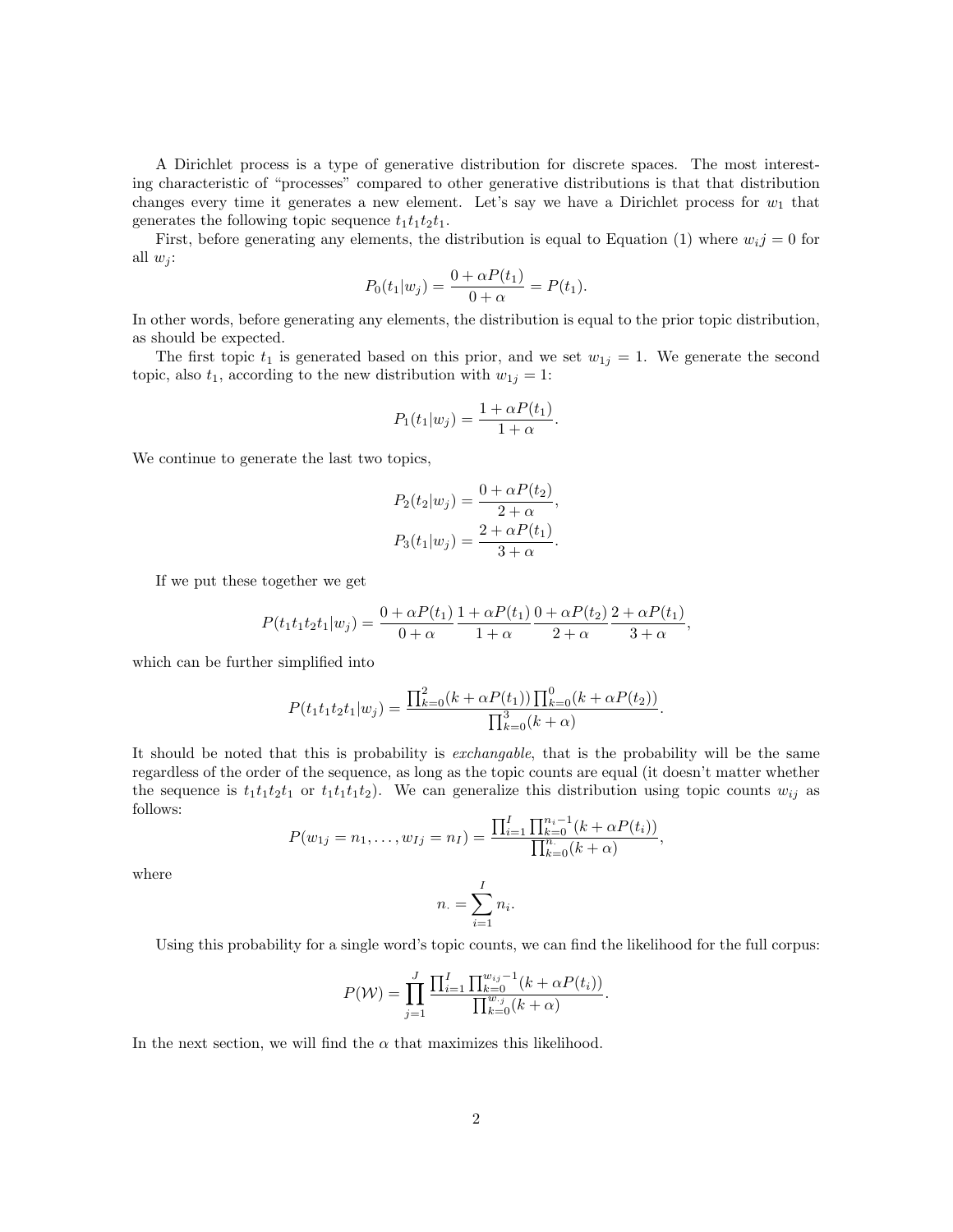A Dirichlet process is a type of generative distribution for discrete spaces. The most interesting characteristic of "processes" compared to other generative distributions is that that distribution changes every time it generates a new element. Let's say we have a Dirichlet process for $w_1$ that generates the following topic sequence $t_1 t_1 t_2 t_1$.

First, before generating any elements, the distribution is equal to Equation (1) where $w_i j = 0$ for all $w_j$:

$$P_0(t_1|w_j) = \frac{0 + \alpha P(t_1)}{0 + \alpha} = P(t_1).$$

In other words, before generating any elements, the distribution is equal to the prior topic distribution, as should be expected.

The first topic $t_1$ is generated based on this prior, and we set $w_{1j} = 1$. We generate the second topic, also $t_1$, according to the new distribution with $w_{1j} = 1$:

$$P_1(t_1|w_j) = \frac{1 + \alpha P(t_1)}{1 + \alpha}.$$

We continue to generate the last two topics,

$$P_2(t_2|w_j) = \frac{0 + \alpha P(t_2)}{2 + \alpha},$$

$$P_3(t_1|w_j) = \frac{2 + \alpha P(t_1)}{3 + \alpha}.$$

If we put these together we get

$$P(t_1 t_1 t_2 t_1|w_j) = \frac{0 + \alpha P(t_1)}{0 + \alpha} \frac{1 + \alpha P(t_1)}{1 + \alpha} \frac{0 + \alpha P(t_2)}{2 + \alpha} \frac{2 + \alpha P(t_1)}{3 + \alpha},$$

which can be further simplified into

$$P(t_1 t_1 t_2 t_1|w_j) = \frac{\prod_{k=0}^{2}(k + \alpha P(t_1)) \prod_{k=0}^{0}(k + \alpha P(t_2))}{\prod_{k=0}^{3}(k + \alpha)}.$$

It should be noted that this is probability is *exchangable*, that is the probability will be the same regardless of the order of the sequence, as long as the topic counts are equal (it doesn't matter whether the sequence is $t_1 t_1 t_2 t_1$ or $t_1 t_1 t_1 t_2$). We can generalize this distribution using topic counts $w_{ij}$ as follows:

$$P(w_{1j} = n_1, \ldots, w_{Ij} = n_I) = \frac{\prod_{i=1}^{I} \prod_{k=0}^{n_i - 1}(k + \alpha P(t_i))}{\prod_{k=0}^{n_\cdot}(k + \alpha)},$$

where

$$n_\cdot = \sum_{i=1}^{I} n_i.$$

Using this probability for a single word's topic counts, we can find the likelihood for the full corpus:

$$P(\mathcal{W}) = \prod_{j=1}^{J} \frac{\prod_{i=1}^{I} \prod_{k=0}^{w_{ij} - 1}(k + \alpha P(t_i))}{\prod_{k=0}^{w_{\cdot j}}(k + \alpha)}.$$

In the next section, we will find the $\alpha$ that maximizes this likelihood.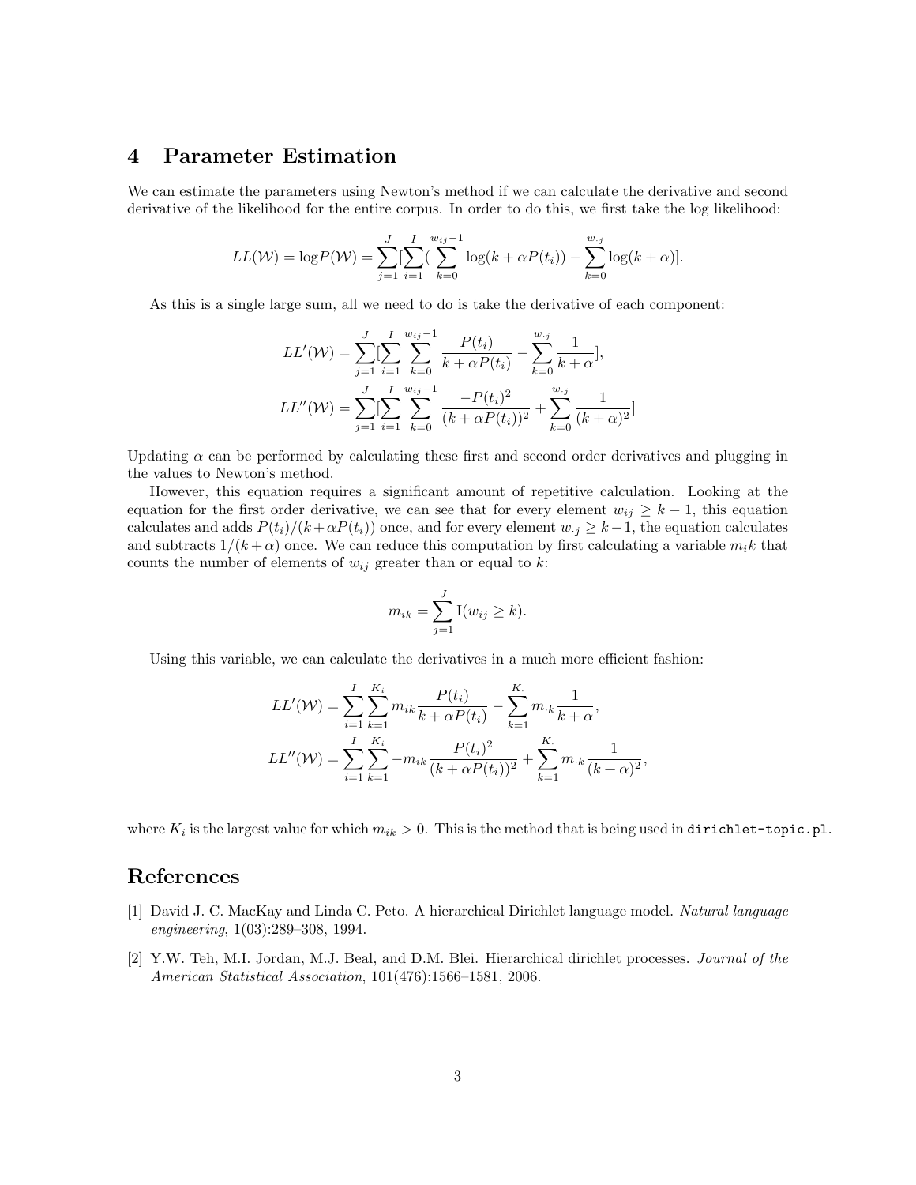## 4 Parameter Estimation

We can estimate the parameters using Newton's method if we can calculate the derivative and second derivative of the likelihood for the entire corpus. In order to do this, we first take the log likelihood:

$$LL(\mathcal{W}) = \log P(\mathcal{W}) = \sum_{j=1}^{J}[\sum_{i=1}^{I}(\sum_{k=0}^{w_{ij}-1} \log(k + \alpha P(t_i)) - \sum_{k=0}^{w_{\cdot j}} \log(k + \alpha)].$$

As this is a single large sum, all we need to do is take the derivative of each component:

$$LL'(\mathcal{W}) = \sum_{j=1}^{J}[\sum_{i=1}^{I} \sum_{k=0}^{w_{ij}-1} \frac{P(t_i)}{k + \alpha P(t_i)} - \sum_{k=0}^{w_{\cdot j}} \frac{1}{k + \alpha}],$$

$$LL''(\mathcal{W}) = \sum_{j=1}^{J}[\sum_{i=1}^{I} \sum_{k=0}^{w_{ij}-1} \frac{-P(t_i)^2}{(k + \alpha P(t_i))^2} + \sum_{k=0}^{w_{\cdot j}} \frac{1}{(k + \alpha)^2}]$$

Updating $\alpha$ can be performed by calculating these first and second order derivatives and plugging in the values to Newton's method.

However, this equation requires a significant amount of repetitive calculation. Looking at the equation for the first order derivative, we can see that for every element $w_{ij} \geq k - 1$, this equation calculates and adds $P(t_i)/(k + \alpha P(t_i))$ once, and for every element $w_{\cdot j} \geq k - 1$, the equation calculates and subtracts $1/(k + \alpha)$ once. We can reduce this computation by first calculating a variable $m_i k$ that counts the number of elements of $w_{ij}$ greater than or equal to $k$:

$$m_{ik} = \sum_{j=1}^{J} \mathrm{I}(w_{ij} \geq k).$$

Using this variable, we can calculate the derivatives in a much more efficient fashion:

$$LL'(\mathcal{W}) = \sum_{i=1}^{I} \sum_{k=1}^{K_i} m_{ik} \frac{P(t_i)}{k + \alpha P(t_i)} - \sum_{k=1}^{K.} m_{\cdot k} \frac{1}{k + \alpha},$$

$$LL''(\mathcal{W}) = \sum_{i=1}^{I} \sum_{k=1}^{K_i} -m_{ik} \frac{P(t_i)^2}{(k + \alpha P(t_i))^2} + \sum_{k=1}^{K.} m_{\cdot k} \frac{1}{(k + \alpha)^2},$$

where $K_i$ is the largest value for which $m_{ik} > 0$. This is the method that is being used in `dirichlet-topic.pl`.

## References

[1] David J. C. MacKay and Linda C. Peto. A hierarchical Dirichlet language model. *Natural language engineering*, 1(03):289–308, 1994.

[2] Y.W. Teh, M.I. Jordan, M.J. Beal, and D.M. Blei. Hierarchical dirichlet processes. *Journal of the American Statistical Association*, 101(476):1566–1581, 2006.